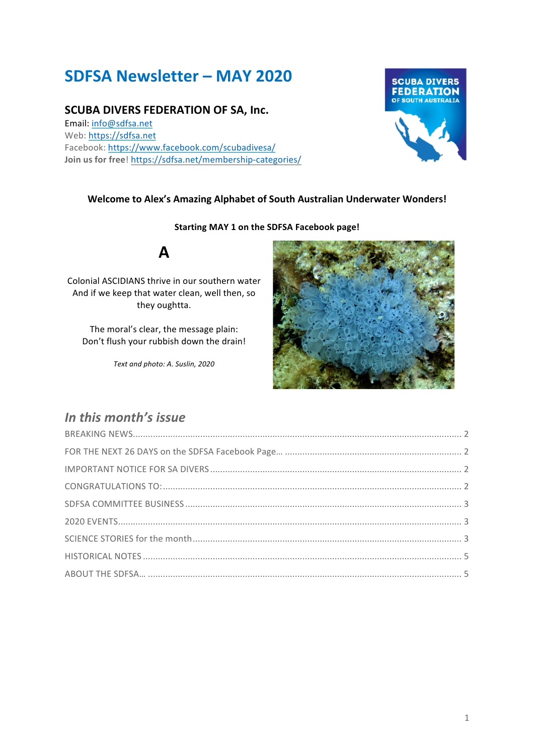# SDFSA Newsletter – MAY 2020

## SCUBA DIVERS FEDERATION OF SA, Inc.

Email: info@sdfsa.net
Web: https://sdfsa.net
Facebook: https://www.facebook.com/scubadivesa/
**Join us for free**! https://sdfsa.net/membership-categories/

**Welcome to Alex's Amazing Alphabet of South Australian Underwater Wonders!**

**Starting MAY 1 on the SDFSA Facebook page!**

## A

Colonial ASCIDIANS thrive in our southern water
And if we keep that water clean, well then, so they oughtta.

The moral's clear, the message plain:
Don't flush your rubbish down the drain!

*Text and photo: A. Suslin, 2020*

## *In this month's issue*

- BREAKING NEWS .......... 2
- FOR THE NEXT 26 DAYS on the SDFSA Facebook Page… .......... 2
- IMPORTANT NOTICE FOR SA DIVERS .......... 2
- CONGRATULATIONS TO: .......... 2
- SDFSA COMMITTEE BUSINESS .......... 3
- 2020 EVENTS .......... 3
- SCIENCE STORIES for the month .......... 3
- HISTORICAL NOTES .......... 5
- ABOUT THE SDFSA… .......... 5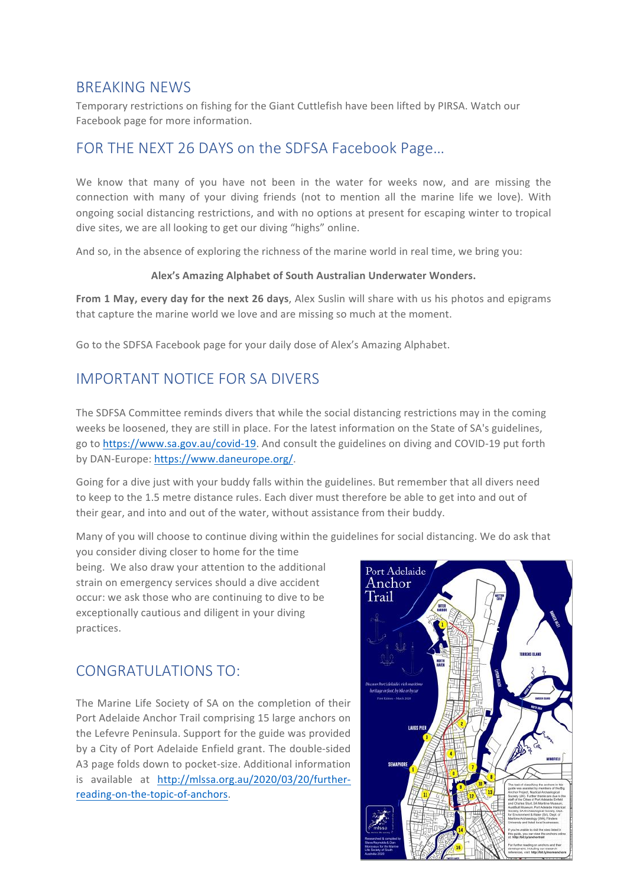## BREAKING NEWS

Temporary restrictions on fishing for the Giant Cuttlefish have been lifted by PIRSA. Watch our Facebook page for more information.

## FOR THE NEXT 26 DAYS on the SDFSA Facebook Page…

We know that many of you have not been in the water for weeks now, and are missing the connection with many of your diving friends (not to mention all the marine life we love). With ongoing social distancing restrictions, and with no options at present for escaping winter to tropical dive sites, we are all looking to get our diving "highs" online.

And so, in the absence of exploring the richness of the marine world in real time, we bring you:

**Alex's Amazing Alphabet of South Australian Underwater Wonders.**

**From 1 May, every day for the next 26 days**, Alex Suslin will share with us his photos and epigrams that capture the marine world we love and are missing so much at the moment.

Go to the SDFSA Facebook page for your daily dose of Alex's Amazing Alphabet.

## IMPORTANT NOTICE FOR SA DIVERS

The SDFSA Committee reminds divers that while the social distancing restrictions may in the coming weeks be loosened, they are still in place. For the latest information on the State of SA's guidelines, go to https://www.sa.gov.au/covid-19. And consult the guidelines on diving and COVID-19 put forth by DAN-Europe: https://www.daneurope.org/.

Going for a dive just with your buddy falls within the guidelines. But remember that all divers need to keep to the 1.5 metre distance rules. Each diver must therefore be able to get into and out of their gear, and into and out of the water, without assistance from their buddy.

Many of you will choose to continue diving within the guidelines for social distancing. We do ask that you consider diving closer to home for the time being. We also draw your attention to the additional strain on emergency services should a dive accident occur: we ask those who are continuing to dive to be exceptionally cautious and diligent in your diving practices.

## CONGRATULATIONS TO:

The Marine Life Society of SA on the completion of their Port Adelaide Anchor Trail comprising 15 large anchors on the Lefevre Peninsula. Support for the guide was provided by a City of Port Adelaide Enfield grant. The double-sided A3 page folds down to pocket-size. Additional information is available at http://mlssa.org.au/2020/03/20/further-reading-on-the-topic-of-anchors.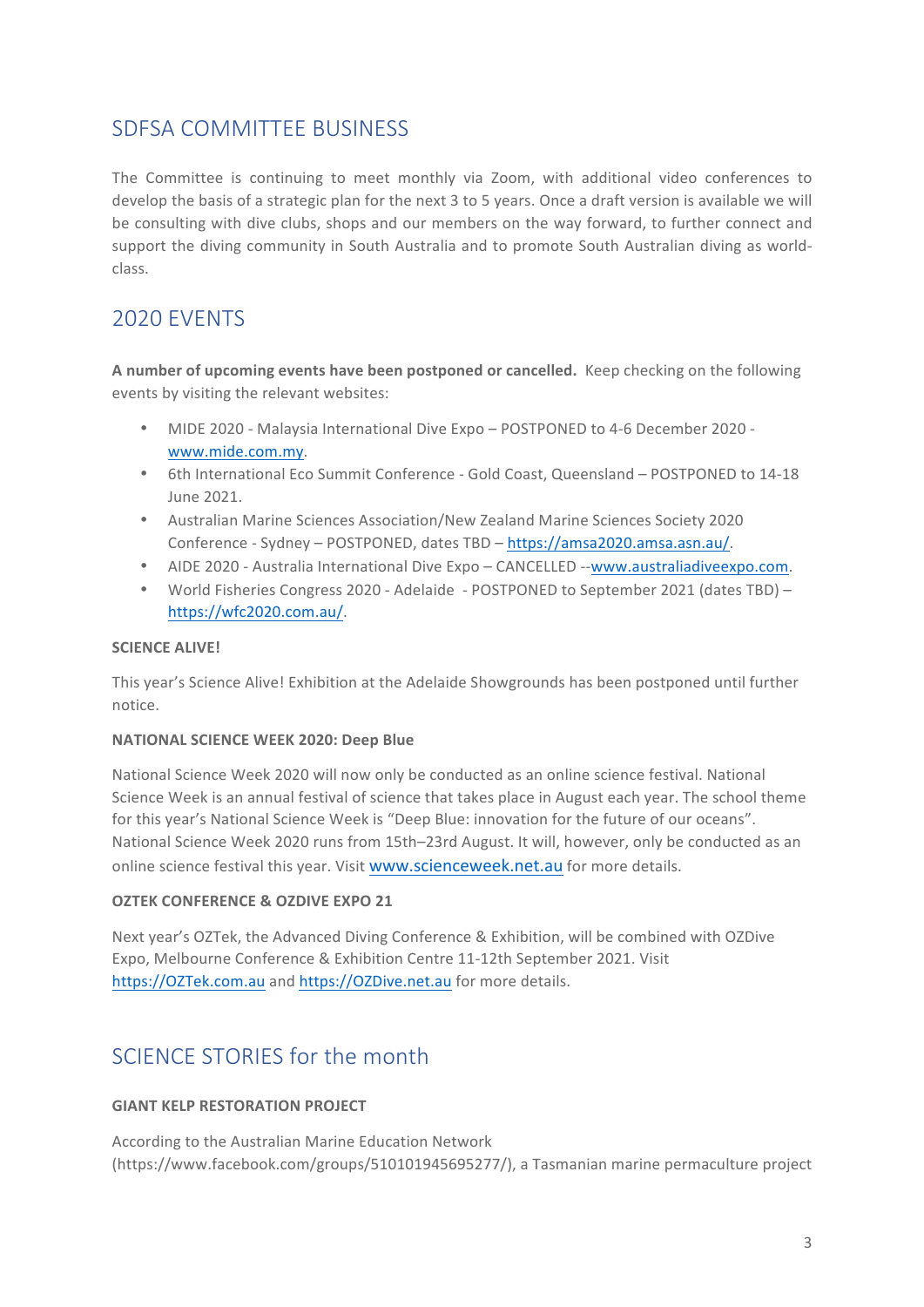## SDFSA COMMITTEE BUSINESS

The Committee is continuing to meet monthly via Zoom, with additional video conferences to develop the basis of a strategic plan for the next 3 to 5 years. Once a draft version is available we will be consulting with dive clubs, shops and our members on the way forward, to further connect and support the diving community in South Australia and to promote South Australian diving as world-class.

## 2020 EVENTS

**A number of upcoming events have been postponed or cancelled.** Keep checking on the following events by visiting the relevant websites:

- MIDE 2020 - Malaysia International Dive Expo – POSTPONED to 4-6 December 2020 - www.mide.com.my.
- 6th International Eco Summit Conference - Gold Coast, Queensland – POSTPONED to 14-18 June 2021.
- Australian Marine Sciences Association/New Zealand Marine Sciences Society 2020 Conference - Sydney – POSTPONED, dates TBD – https://amsa2020.amsa.asn.au/.
- AIDE 2020 - Australia International Dive Expo – CANCELLED --www.australiadiveexpo.com.
- World Fisheries Congress 2020 - Adelaide - POSTPONED to September 2021 (dates TBD) – https://wfc2020.com.au/.

**SCIENCE ALIVE!**

This year's Science Alive! Exhibition at the Adelaide Showgrounds has been postponed until further notice.

**NATIONAL SCIENCE WEEK 2020: Deep Blue**

National Science Week 2020 will now only be conducted as an online science festival. National Science Week is an annual festival of science that takes place in August each year. The school theme for this year's National Science Week is "Deep Blue: innovation for the future of our oceans". National Science Week 2020 runs from 15th–23rd August. It will, however, only be conducted as an online science festival this year. Visit www.scienceweek.net.au for more details.

**OZTEK CONFERENCE & OZDIVE EXPO 21**

Next year's OZTek, the Advanced Diving Conference & Exhibition, will be combined with OZDive Expo, Melbourne Conference & Exhibition Centre 11-12th September 2021. Visit https://OZTek.com.au and https://OZDive.net.au for more details.

## SCIENCE STORIES for the month

**GIANT KELP RESTORATION PROJECT**

According to the Australian Marine Education Network (https://www.facebook.com/groups/510101945695277/), a Tasmanian marine permaculture project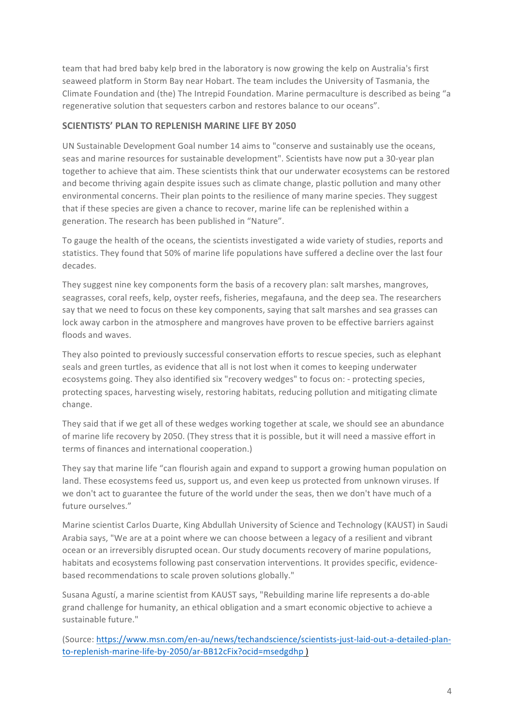team that had bred baby kelp bred in the laboratory is now growing the kelp on Australia's first seaweed platform in Storm Bay near Hobart. The team includes the University of Tasmania, the Climate Foundation and (the) The Intrepid Foundation. Marine permaculture is described as being "a regenerative solution that sequesters carbon and restores balance to our oceans".

## SCIENTISTS' PLAN TO REPLENISH MARINE LIFE BY 2050

UN Sustainable Development Goal number 14 aims to "conserve and sustainably use the oceans, seas and marine resources for sustainable development". Scientists have now put a 30-year plan together to achieve that aim. These scientists think that our underwater ecosystems can be restored and become thriving again despite issues such as climate change, plastic pollution and many other environmental concerns. Their plan points to the resilience of many marine species. They suggest that if these species are given a chance to recover, marine life can be replenished within a generation. The research has been published in "Nature".

To gauge the health of the oceans, the scientists investigated a wide variety of studies, reports and statistics. They found that 50% of marine life populations have suffered a decline over the last four decades.

They suggest nine key components form the basis of a recovery plan: salt marshes, mangroves, seagrasses, coral reefs, kelp, oyster reefs, fisheries, megafauna, and the deep sea. The researchers say that we need to focus on these key components, saying that salt marshes and sea grasses can lock away carbon in the atmosphere and mangroves have proven to be effective barriers against floods and waves.

They also pointed to previously successful conservation efforts to rescue species, such as elephant seals and green turtles, as evidence that all is not lost when it comes to keeping underwater ecosystems going. They also identified six "recovery wedges" to focus on: - protecting species, protecting spaces, harvesting wisely, restoring habitats, reducing pollution and mitigating climate change.

They said that if we get all of these wedges working together at scale, we should see an abundance of marine life recovery by 2050. (They stress that it is possible, but it will need a massive effort in terms of finances and international cooperation.)

They say that marine life "can flourish again and expand to support a growing human population on land. These ecosystems feed us, support us, and even keep us protected from unknown viruses. If we don't act to guarantee the future of the world under the seas, then we don't have much of a future ourselves."

Marine scientist Carlos Duarte, King Abdullah University of Science and Technology (KAUST) in Saudi Arabia says, "We are at a point where we can choose between a legacy of a resilient and vibrant ocean or an irreversibly disrupted ocean. Our study documents recovery of marine populations, habitats and ecosystems following past conservation interventions. It provides specific, evidence-based recommendations to scale proven solutions globally."

Susana Agustí, a marine scientist from KAUST says, "Rebuilding marine life represents a do-able grand challenge for humanity, an ethical obligation and a smart economic objective to achieve a sustainable future."

(Source: https://www.msn.com/en-au/news/techandscience/scientists-just-laid-out-a-detailed-plan-to-replenish-marine-life-by-2050/ar-BB12cFix?ocid=msedgdhp )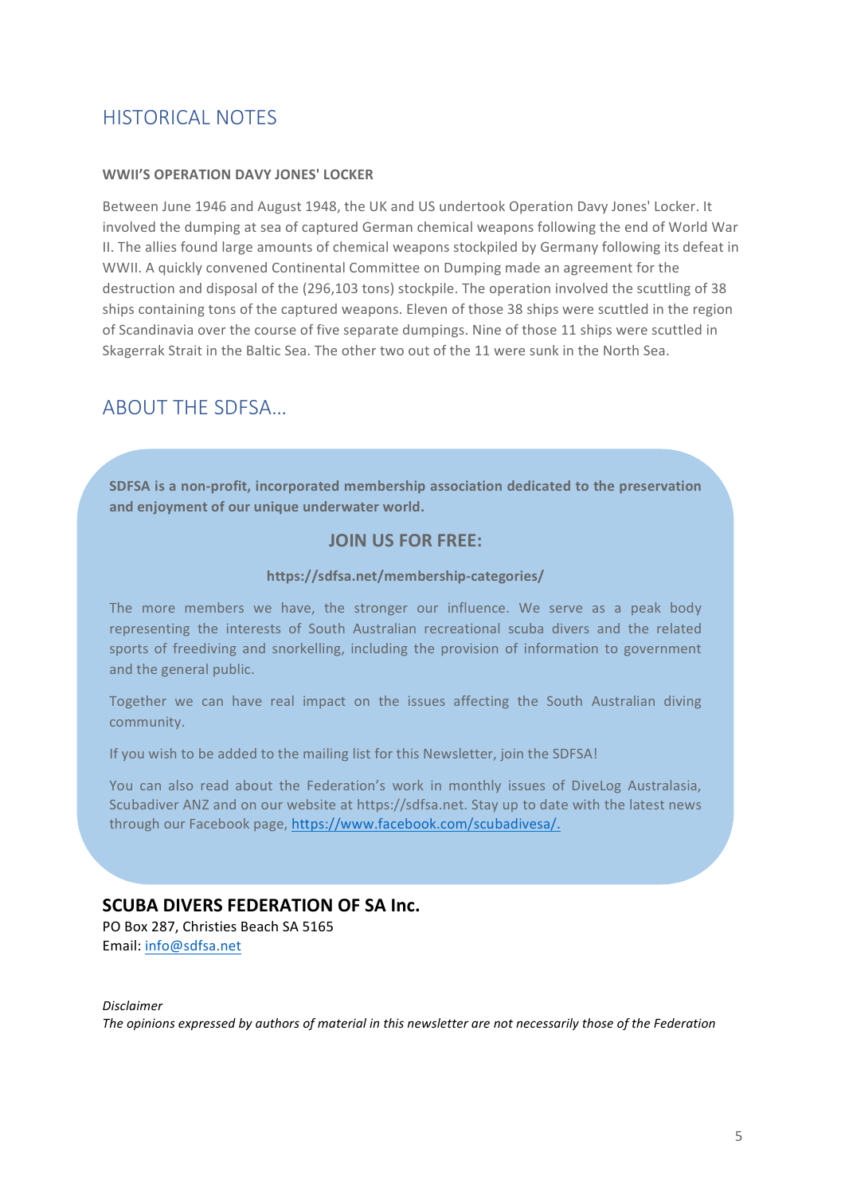## HISTORICAL NOTES

**WWII'S OPERATION DAVY JONES' LOCKER**

Between June 1946 and August 1948, the UK and US undertook Operation Davy Jones' Locker. It involved the dumping at sea of captured German chemical weapons following the end of World War II. The allies found large amounts of chemical weapons stockpiled by Germany following its defeat in WWII. A quickly convened Continental Committee on Dumping made an agreement for the destruction and disposal of the (296,103 tons) stockpile. The operation involved the scuttling of 38 ships containing tons of the captured weapons. Eleven of those 38 ships were scuttled in the region of Scandinavia over the course of five separate dumpings. Nine of those 11 ships were scuttled in Skagerrak Strait in the Baltic Sea. The other two out of the 11 were sunk in the North Sea.

## ABOUT THE SDFSA…

**SDFSA is a non-profit, incorporated membership association dedicated to the preservation and enjoyment of our unique underwater world.**

### JOIN US FOR FREE:

**https://sdfsa.net/membership-categories/**

The more members we have, the stronger our influence. We serve as a peak body representing the interests of South Australian recreational scuba divers and the related sports of freediving and snorkelling, including the provision of information to government and the general public.

Together we can have real impact on the issues affecting the South Australian diving community.

If you wish to be added to the mailing list for this Newsletter, join the SDFSA!

You can also read about the Federation's work in monthly issues of DiveLog Australasia, Scubadiver ANZ and on our website at https://sdfsa.net. Stay up to date with the latest news through our Facebook page, https://www.facebook.com/scubadivesa/.

**SCUBA DIVERS FEDERATION OF SA Inc.**
PO Box 287, Christies Beach SA 5165
Email: info@sdfsa.net

*Disclaimer*
*The opinions expressed by authors of material in this newsletter are not necessarily those of the Federation*